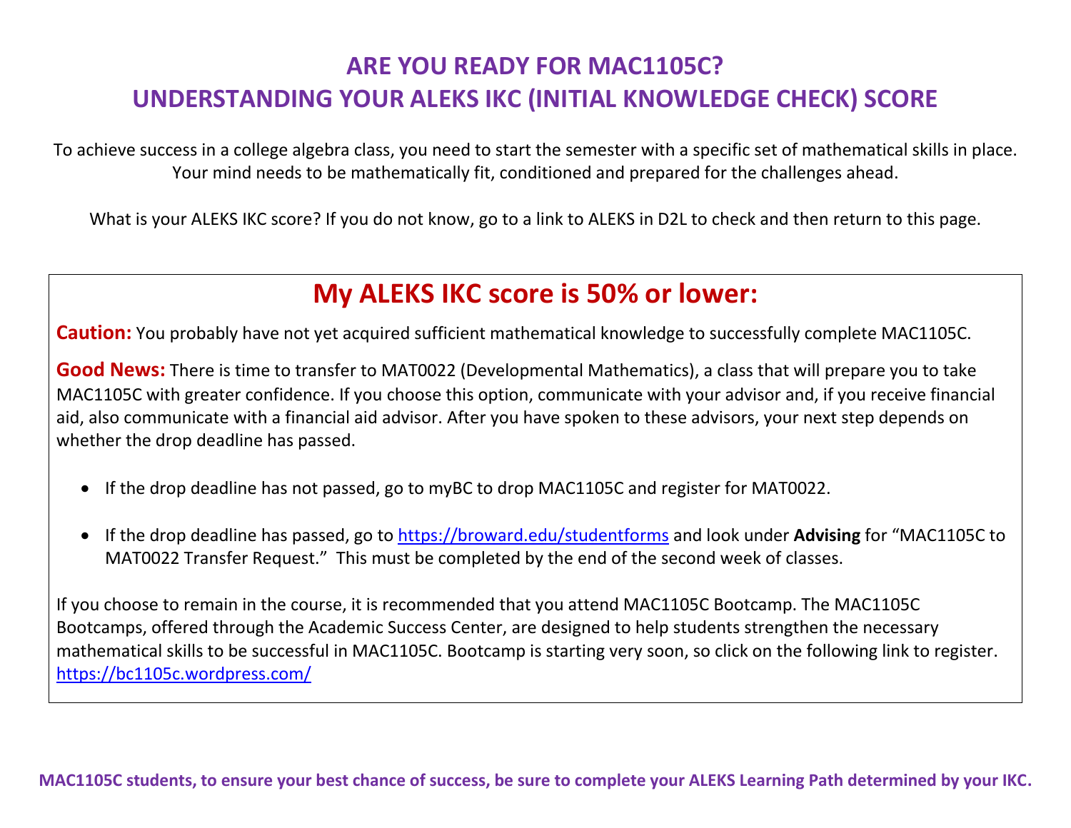# ARE YOU READY FOR MAC1105C?
# UNDERSTANDING YOUR ALEKS IKC (INITIAL KNOWLEDGE CHECK) SCORE

To achieve success in a college algebra class, you need to start the semester with a specific set of mathematical skills in place. Your mind needs to be mathematically fit, conditioned and prepared for the challenges ahead.

What is your ALEKS IKC score? If you do not know, go to a link to ALEKS in D2L to check and then return to this page.

## My ALEKS IKC score is 50% or lower:

**Caution:** You probably have not yet acquired sufficient mathematical knowledge to successfully complete MAC1105C.

**Good News:** There is time to transfer to MAT0022 (Developmental Mathematics), a class that will prepare you to take MAC1105C with greater confidence. If you choose this option, communicate with your advisor and, if you receive financial aid, also communicate with a financial aid advisor. After you have spoken to these advisors, your next step depends on whether the drop deadline has passed.

- If the drop deadline has not passed, go to myBC to drop MAC1105C and register for MAT0022.
- If the drop deadline has passed, go to https://broward.edu/studentforms and look under **Advising** for "MAC1105C to MAT0022 Transfer Request." This must be completed by the end of the second week of classes.

If you choose to remain in the course, it is recommended that you attend MAC1105C Bootcamp. The MAC1105C Bootcamps, offered through the Academic Success Center, are designed to help students strengthen the necessary mathematical skills to be successful in MAC1105C. Bootcamp is starting very soon, so click on the following link to register. https://bc1105c.wordpress.com/

**MAC1105C students, to ensure your best chance of success, be sure to complete your ALEKS Learning Path determined by your IKC.**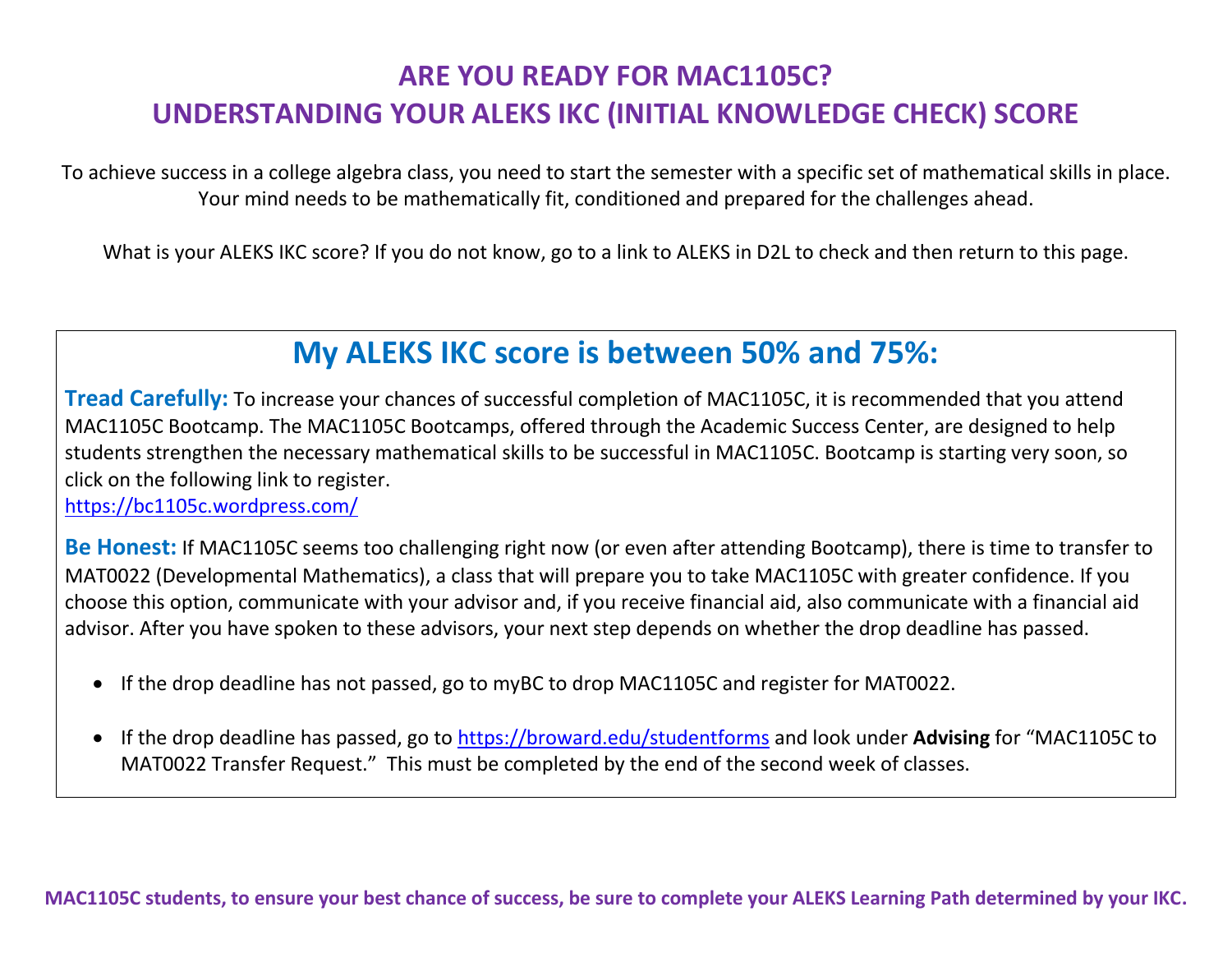# ARE YOU READY FOR MAC1105C?
# UNDERSTANDING YOUR ALEKS IKC (INITIAL KNOWLEDGE CHECK) SCORE

To achieve success in a college algebra class, you need to start the semester with a specific set of mathematical skills in place. Your mind needs to be mathematically fit, conditioned and prepared for the challenges ahead.

What is your ALEKS IKC score? If you do not know, go to a link to ALEKS in D2L to check and then return to this page.

## My ALEKS IKC score is between 50% and 75%:

**Tread Carefully:** To increase your chances of successful completion of MAC1105C, it is recommended that you attend MAC1105C Bootcamp. The MAC1105C Bootcamps, offered through the Academic Success Center, are designed to help students strengthen the necessary mathematical skills to be successful in MAC1105C. Bootcamp is starting very soon, so click on the following link to register.
https://bc1105c.wordpress.com/

**Be Honest:** If MAC1105C seems too challenging right now (or even after attending Bootcamp), there is time to transfer to MAT0022 (Developmental Mathematics), a class that will prepare you to take MAC1105C with greater confidence. If you choose this option, communicate with your advisor and, if you receive financial aid, also communicate with a financial aid advisor. After you have spoken to these advisors, your next step depends on whether the drop deadline has passed.

- If the drop deadline has not passed, go to myBC to drop MAC1105C and register for MAT0022.
- If the drop deadline has passed, go to https://broward.edu/studentforms and look under **Advising** for "MAC1105C to MAT0022 Transfer Request." This must be completed by the end of the second week of classes.

**MAC1105C students, to ensure your best chance of success, be sure to complete your ALEKS Learning Path determined by your IKC.**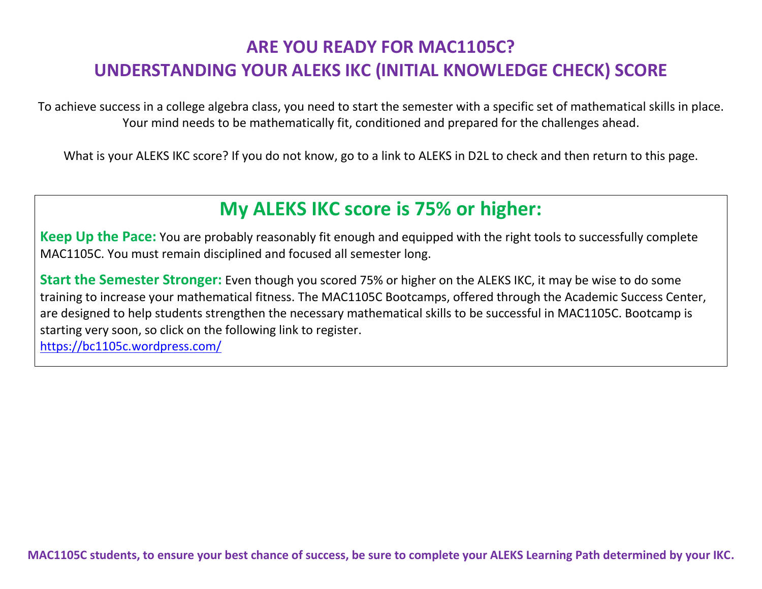# ARE YOU READY FOR MAC1105C?
# UNDERSTANDING YOUR ALEKS IKC (INITIAL KNOWLEDGE CHECK) SCORE

To achieve success in a college algebra class, you need to start the semester with a specific set of mathematical skills in place. Your mind needs to be mathematically fit, conditioned and prepared for the challenges ahead.

What is your ALEKS IKC score? If you do not know, go to a link to ALEKS in D2L to check and then return to this page.

## My ALEKS IKC score is 75% or higher:

**Keep Up the Pace:** You are probably reasonably fit enough and equipped with the right tools to successfully complete MAC1105C. You must remain disciplined and focused all semester long.

**Start the Semester Stronger:** Even though you scored 75% or higher on the ALEKS IKC, it may be wise to do some training to increase your mathematical fitness. The MAC1105C Bootcamps, offered through the Academic Success Center, are designed to help students strengthen the necessary mathematical skills to be successful in MAC1105C. Bootcamp is starting very soon, so click on the following link to register.
https://bc1105c.wordpress.com/

**MAC1105C students, to ensure your best chance of success, be sure to complete your ALEKS Learning Path determined by your IKC.**